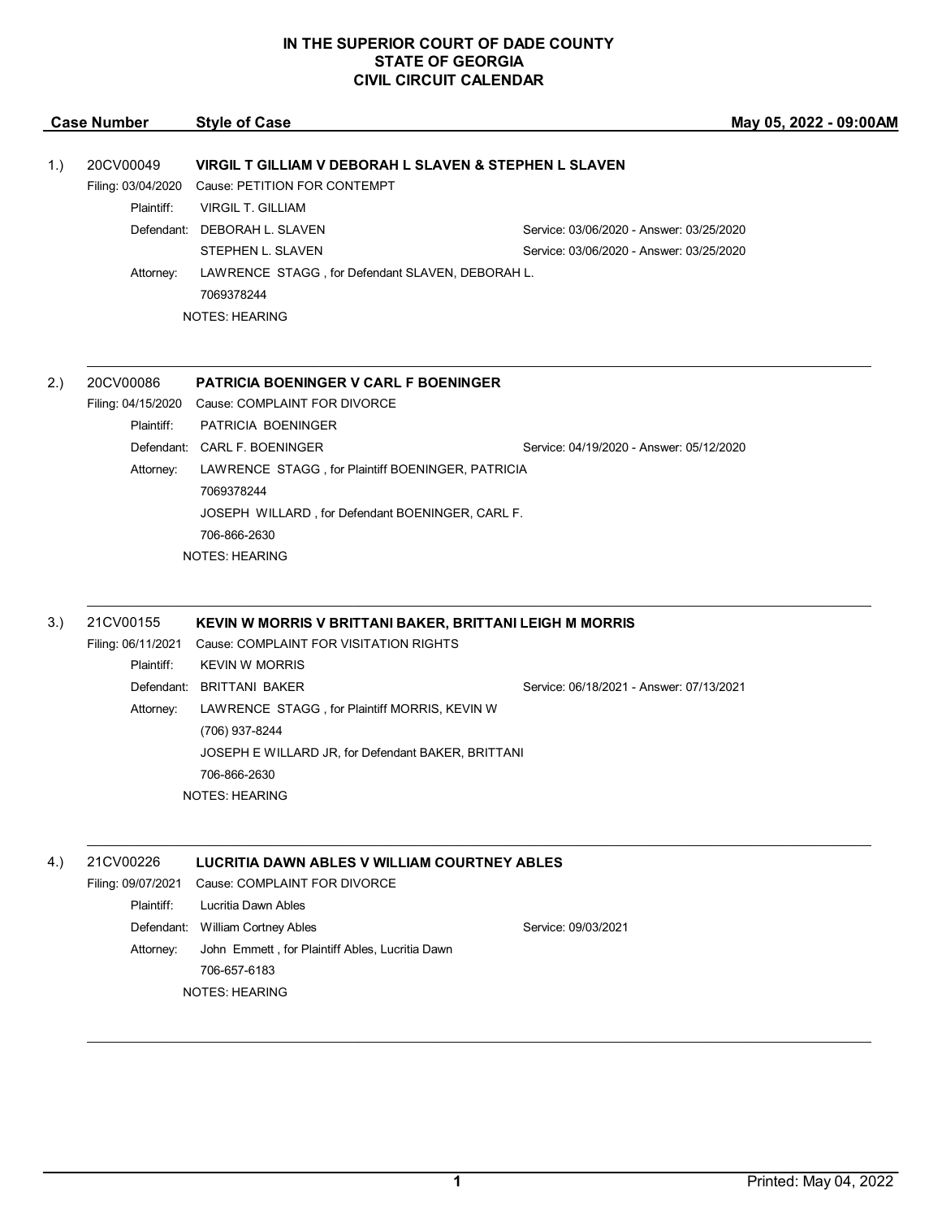**IN THE SUPERIOR COURT OF DADE COUNTY**
**STATE OF GEORGIA**
**CIVIL CIRCUIT CALENDAR**

**Case Number** | **Style of Case** | **May 05, 2022 - 09:00AM**

---

1.) 20CV00049 **VIRGIL T GILLIAM V DEBORAH L SLAVEN & STEPHEN L SLAVEN**

Filing: 03/04/2020 Cause: PETITION FOR CONTEMPT

Plaintiff: VIRGIL T. GILLIAM

Defendant: DEBORAH L. SLAVEN — Service: 03/06/2020 - Answer: 03/25/2020

STEPHEN L. SLAVEN — Service: 03/06/2020 - Answer: 03/25/2020

Attorney: LAWRENCE STAGG , for Defendant SLAVEN, DEBORAH L.
7069378244

NOTES: HEARING

---

2.) 20CV00086 **PATRICIA BOENINGER V CARL F BOENINGER**

Filing: 04/15/2020 Cause: COMPLAINT FOR DIVORCE

Plaintiff: PATRICIA BOENINGER

Defendant: CARL F. BOENINGER — Service: 04/19/2020 - Answer: 05/12/2020

Attorney: LAWRENCE STAGG , for Plaintiff BOENINGER, PATRICIA
7069378244
JOSEPH WILLARD , for Defendant BOENINGER, CARL F.
706-866-2630

NOTES: HEARING

---

3.) 21CV00155 **KEVIN W MORRIS V BRITTANI BAKER, BRITTANI LEIGH M MORRIS**

Filing: 06/11/2021 Cause: COMPLAINT FOR VISITATION RIGHTS

Plaintiff: KEVIN W MORRIS

Defendant: BRITTANI BAKER — Service: 06/18/2021 - Answer: 07/13/2021

Attorney: LAWRENCE STAGG , for Plaintiff MORRIS, KEVIN W
(706) 937-8244
JOSEPH E WILLARD JR, for Defendant BAKER, BRITTANI
706-866-2630

NOTES: HEARING

---

4.) 21CV00226 **LUCRITIA DAWN ABLES V WILLIAM COURTNEY ABLES**

Filing: 09/07/2021 Cause: COMPLAINT FOR DIVORCE

Plaintiff: Lucritia Dawn Ables

Defendant: William Cortney Ables — Service: 09/03/2021

Attorney: John Emmett , for Plaintiff Ables, Lucritia Dawn
706-657-6183

NOTES: HEARING

---

Printed: May 04, 2022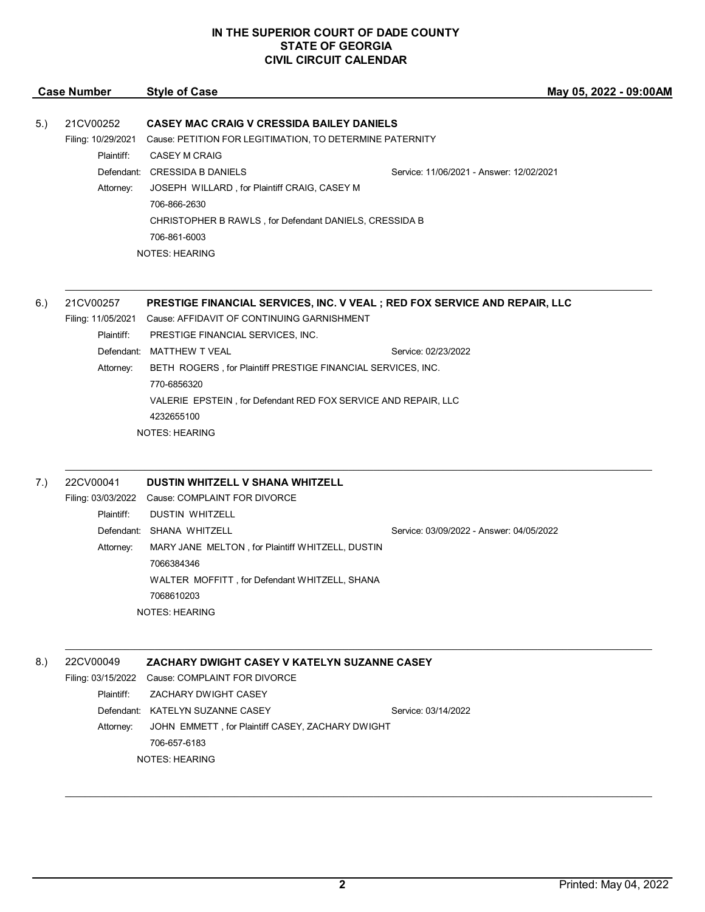# IN THE SUPERIOR COURT OF DADE COUNTY
# STATE OF GEORGIA
# CIVIL CIRCUIT CALENDAR

| Case Number | Style of Case | May 05, 2022 - 09:00AM |
|---|---|---|

5.) 21CV00252 **CASEY MAC CRAIG V CRESSIDA BAILEY DANIELS**

Filing: 10/29/2021 Cause: PETITION FOR LEGITIMATION, TO DETERMINE PATERNITY

Plaintiff: CASEY M CRAIG

Defendant: CRESSIDA B DANIELS — Service: 11/06/2021 - Answer: 12/02/2021

Attorney: JOSEPH WILLARD , for Plaintiff CRAIG, CASEY M
706-866-2630
CHRISTOPHER B RAWLS , for Defendant DANIELS, CRESSIDA B
706-861-6003

NOTES: HEARING

---

6.) 21CV00257 **PRESTIGE FINANCIAL SERVICES, INC. V VEAL ; RED FOX SERVICE AND REPAIR, LLC**

Filing: 11/05/2021 Cause: AFFIDAVIT OF CONTINUING GARNISHMENT

Plaintiff: PRESTIGE FINANCIAL SERVICES, INC.

Defendant: MATTHEW T VEAL — Service: 02/23/2022

Attorney: BETH ROGERS , for Plaintiff PRESTIGE FINANCIAL SERVICES, INC.
770-6856320
VALERIE EPSTEIN , for Defendant RED FOX SERVICE AND REPAIR, LLC
4232655100

NOTES: HEARING

---

7.) 22CV00041 **DUSTIN WHITZELL V SHANA WHITZELL**

Filing: 03/03/2022 Cause: COMPLAINT FOR DIVORCE

Plaintiff: DUSTIN WHITZELL

Defendant: SHANA WHITZELL — Service: 03/09/2022 - Answer: 04/05/2022

Attorney: MARY JANE MELTON , for Plaintiff WHITZELL, DUSTIN
7066384346
WALTER MOFFITT , for Defendant WHITZELL, SHANA
7068610203

NOTES: HEARING

---

8.) 22CV00049 **ZACHARY DWIGHT CASEY V KATELYN SUZANNE CASEY**

Filing: 03/15/2022 Cause: COMPLAINT FOR DIVORCE

Plaintiff: ZACHARY DWIGHT CASEY

Defendant: KATELYN SUZANNE CASEY — Service: 03/14/2022

Attorney: JOHN EMMETT , for Plaintiff CASEY, ZACHARY DWIGHT
706-657-6183

NOTES: HEARING

---

Printed: May 04, 2022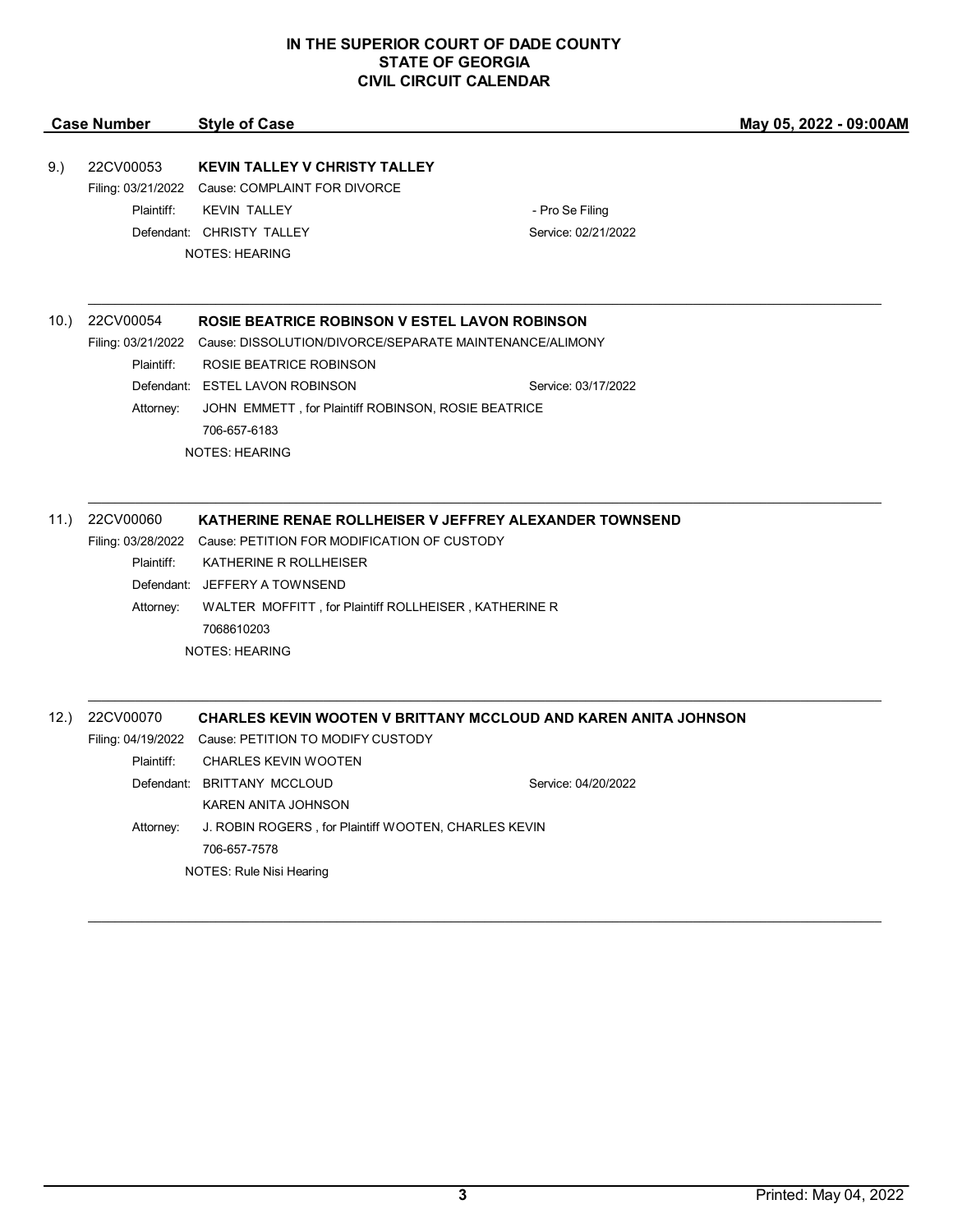**IN THE SUPERIOR COURT OF DADE COUNTY**
**STATE OF GEORGIA**
**CIVIL CIRCUIT CALENDAR**

| Case Number | Style of Case | May 05, 2022 - 09:00AM |
|---|---|---|

9.) 22CV00053 **KEVIN TALLEY V CHRISTY TALLEY**

Filing: 03/21/2022 Cause: COMPLAINT FOR DIVORCE

Plaintiff: KEVIN TALLEY - Pro Se Filing

Defendant: CHRISTY TALLEY Service: 02/21/2022

NOTES: HEARING

---

10.) 22CV00054 **ROSIE BEATRICE ROBINSON V ESTEL LAVON ROBINSON**

Filing: 03/21/2022 Cause: DISSOLUTION/DIVORCE/SEPARATE MAINTENANCE/ALIMONY

Plaintiff: ROSIE BEATRICE ROBINSON

Defendant: ESTEL LAVON ROBINSON Service: 03/17/2022

Attorney: JOHN EMMETT , for Plaintiff ROBINSON, ROSIE BEATRICE

706-657-6183

NOTES: HEARING

---

11.) 22CV00060 **KATHERINE RENAE ROLLHEISER V JEFFREY ALEXANDER TOWNSEND**

Filing: 03/28/2022 Cause: PETITION FOR MODIFICATION OF CUSTODY

Plaintiff: KATHERINE R ROLLHEISER

Defendant: JEFFERY A TOWNSEND

Attorney: WALTER MOFFITT , for Plaintiff ROLLHEISER , KATHERINE R

7068610203

NOTES: HEARING

---

12.) 22CV00070 **CHARLES KEVIN WOOTEN V BRITTANY MCCLOUD AND KAREN ANITA JOHNSON**

Filing: 04/19/2022 Cause: PETITION TO MODIFY CUSTODY

Plaintiff: CHARLES KEVIN WOOTEN

Defendant: BRITTANY MCCLOUD Service: 04/20/2022

KAREN ANITA JOHNSON

Attorney: J. ROBIN ROGERS , for Plaintiff WOOTEN, CHARLES KEVIN

706-657-7578

NOTES: Rule Nisi Hearing

---

Printed: May 04, 2022